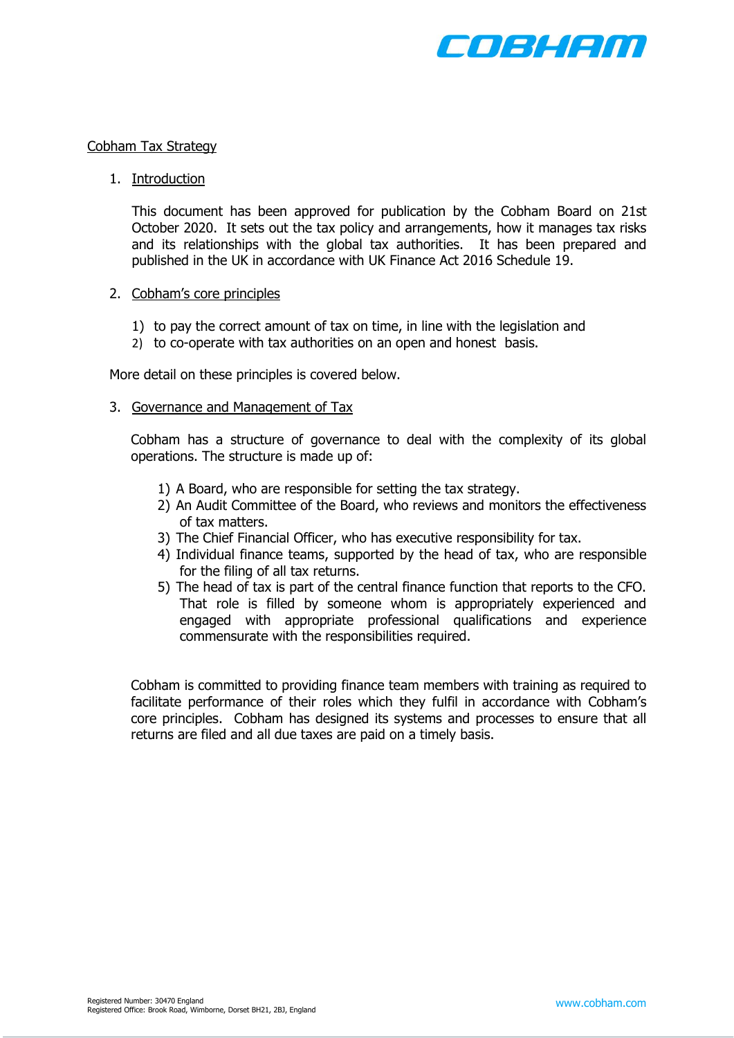COBHAM

# Cobham Tax Strategy

## 1. Introduction

This document has been approved for publication by the Cobham Board on 21st October 2020. It sets out the tax policy and arrangements, how it manages tax risks and its relationships with the global tax authorities. It has been prepared and published in the UK in accordance with UK Finance Act 2016 Schedule 19.

## 2. Cobham's core principles

1) to pay the correct amount of tax on time, in line with the legislation and
2) to co-operate with tax authorities on an open and honest basis.

More detail on these principles is covered below.

## 3. Governance and Management of Tax

Cobham has a structure of governance to deal with the complexity of its global operations. The structure is made up of:

1) A Board, who are responsible for setting the tax strategy.
2) An Audit Committee of the Board, who reviews and monitors the effectiveness of tax matters.
3) The Chief Financial Officer, who has executive responsibility for tax.
4) Individual finance teams, supported by the head of tax, who are responsible for the filing of all tax returns.
5) The head of tax is part of the central finance function that reports to the CFO. That role is filled by someone whom is appropriately experienced and engaged with appropriate professional qualifications and experience commensurate with the responsibilities required.

Cobham is committed to providing finance team members with training as required to facilitate performance of their roles which they fulfil in accordance with Cobham's core principles. Cobham has designed its systems and processes to ensure that all returns are filed and all due taxes are paid on a timely basis.

Registered Number: 30470 England
Registered Office: Brook Road, Wimborne, Dorset BH21, 2BJ, England

www.cobham.com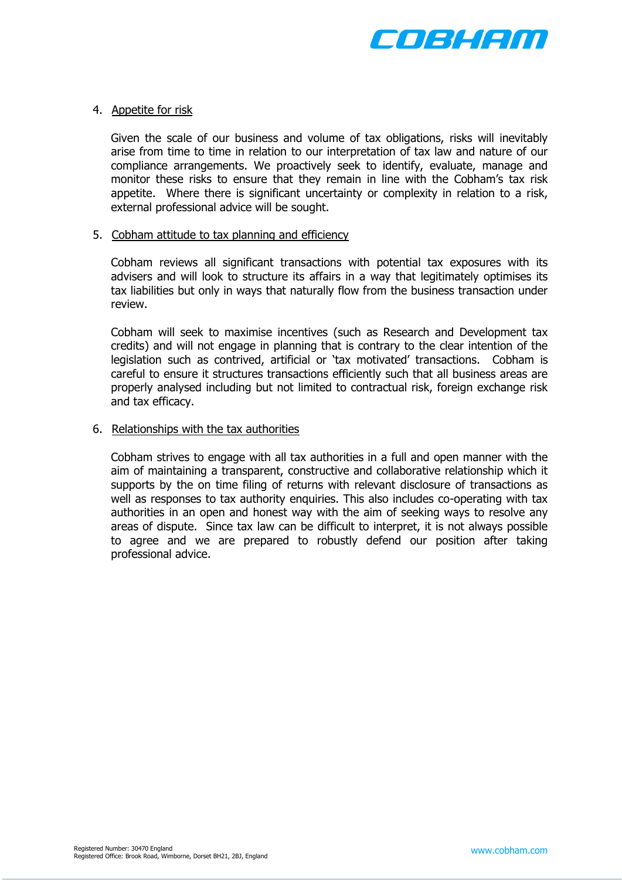4. Appetite for risk

   Given the scale of our business and volume of tax obligations, risks will inevitably arise from time to time in relation to our interpretation of tax law and nature of our compliance arrangements. We proactively seek to identify, evaluate, manage and monitor these risks to ensure that they remain in line with the Cobham's tax risk appetite. Where there is significant uncertainty or complexity in relation to a risk, external professional advice will be sought.

5. Cobham attitude to tax planning and efficiency

   Cobham reviews all significant transactions with potential tax exposures with its advisers and will look to structure its affairs in a way that legitimately optimises its tax liabilities but only in ways that naturally flow from the business transaction under review.

   Cobham will seek to maximise incentives (such as Research and Development tax credits) and will not engage in planning that is contrary to the clear intention of the legislation such as contrived, artificial or 'tax motivated' transactions. Cobham is careful to ensure it structures transactions efficiently such that all business areas are properly analysed including but not limited to contractual risk, foreign exchange risk and tax efficacy.

6. Relationships with the tax authorities

   Cobham strives to engage with all tax authorities in a full and open manner with the aim of maintaining a transparent, constructive and collaborative relationship which it supports by the on time filing of returns with relevant disclosure of transactions as well as responses to tax authority enquiries. This also includes co-operating with tax authorities in an open and honest way with the aim of seeking ways to resolve any areas of dispute. Since tax law can be difficult to interpret, it is not always possible to agree and we are prepared to robustly defend our position after taking professional advice.